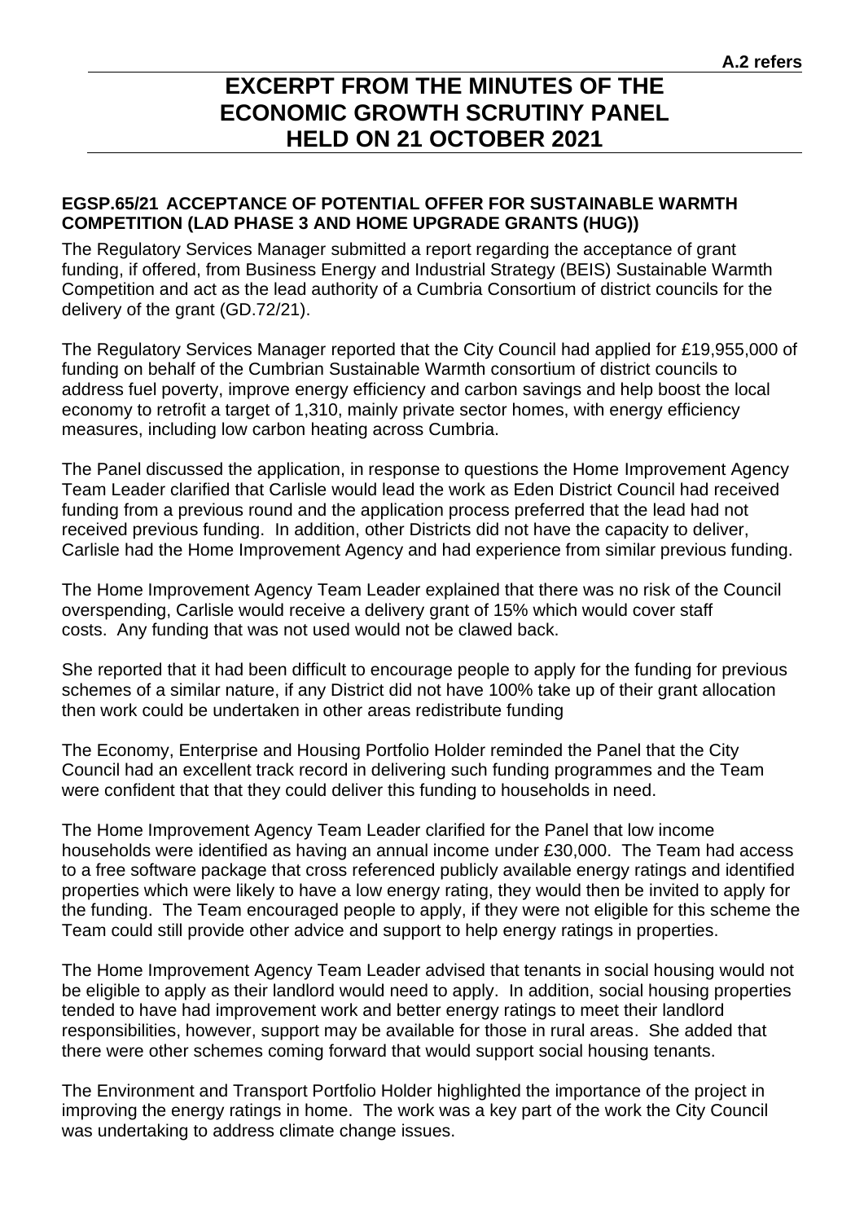**A.2 refers**

# EXCERPT FROM THE MINUTES OF THE ECONOMIC GROWTH SCRUTINY PANEL HELD ON 21 OCTOBER 2021

**EGSP.65/21 ACCEPTANCE OF POTENTIAL OFFER FOR SUSTAINABLE WARMTH COMPETITION (LAD PHASE 3 AND HOME UPGRADE GRANTS (HUG))**

The Regulatory Services Manager submitted a report regarding the acceptance of grant funding, if offered, from Business Energy and Industrial Strategy (BEIS) Sustainable Warmth Competition and act as the lead authority of a Cumbria Consortium of district councils for the delivery of the grant (GD.72/21).

The Regulatory Services Manager reported that the City Council had applied for £19,955,000 of funding on behalf of the Cumbrian Sustainable Warmth consortium of district councils to address fuel poverty, improve energy efficiency and carbon savings and help boost the local economy to retrofit a target of 1,310, mainly private sector homes, with energy efficiency measures, including low carbon heating across Cumbria.

The Panel discussed the application, in response to questions the Home Improvement Agency Team Leader clarified that Carlisle would lead the work as Eden District Council had received funding from a previous round and the application process preferred that the lead had not received previous funding. In addition, other Districts did not have the capacity to deliver, Carlisle had the Home Improvement Agency and had experience from similar previous funding.

The Home Improvement Agency Team Leader explained that there was no risk of the Council overspending, Carlisle would receive a delivery grant of 15% which would cover staff costs. Any funding that was not used would not be clawed back.

She reported that it had been difficult to encourage people to apply for the funding for previous schemes of a similar nature, if any District did not have 100% take up of their grant allocation then work could be undertaken in other areas redistribute funding

The Economy, Enterprise and Housing Portfolio Holder reminded the Panel that the City Council had an excellent track record in delivering such funding programmes and the Team were confident that that they could deliver this funding to households in need.

The Home Improvement Agency Team Leader clarified for the Panel that low income households were identified as having an annual income under £30,000. The Team had access to a free software package that cross referenced publicly available energy ratings and identified properties which were likely to have a low energy rating, they would then be invited to apply for the funding. The Team encouraged people to apply, if they were not eligible for this scheme the Team could still provide other advice and support to help energy ratings in properties.

The Home Improvement Agency Team Leader advised that tenants in social housing would not be eligible to apply as their landlord would need to apply. In addition, social housing properties tended to have had improvement work and better energy ratings to meet their landlord responsibilities, however, support may be available for those in rural areas. She added that there were other schemes coming forward that would support social housing tenants.

The Environment and Transport Portfolio Holder highlighted the importance of the project in improving the energy ratings in home. The work was a key part of the work the City Council was undertaking to address climate change issues.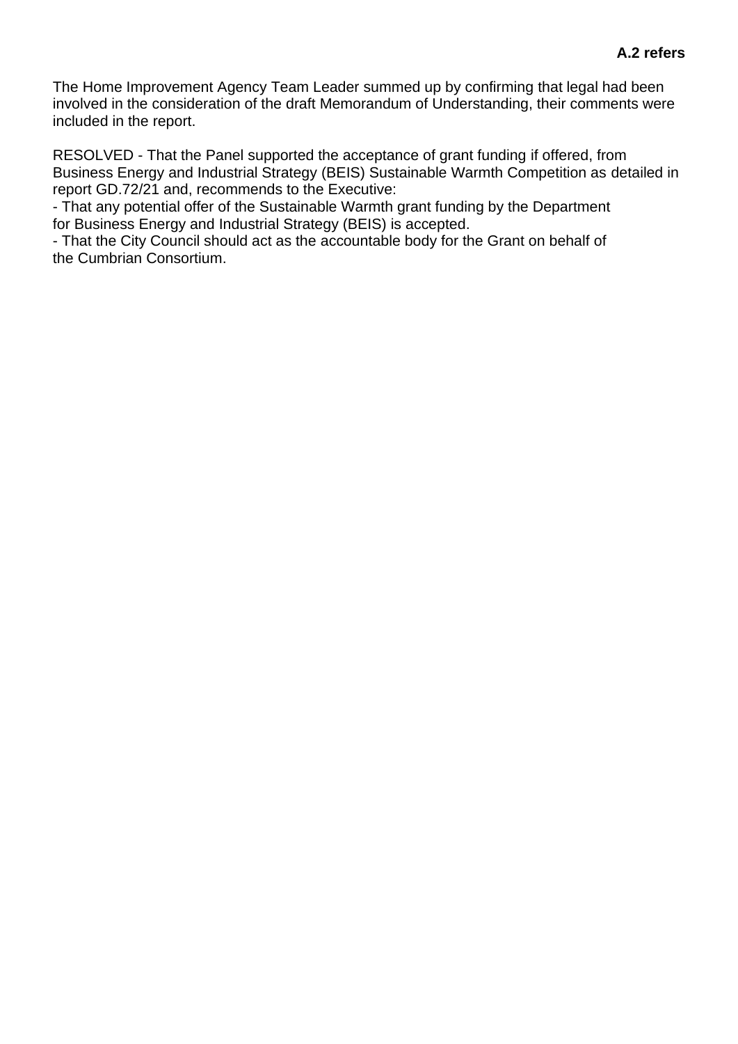**A.2 refers**

The Home Improvement Agency Team Leader summed up by confirming that legal had been involved in the consideration of the draft Memorandum of Understanding, their comments were included in the report.

RESOLVED - That the Panel supported the acceptance of grant funding if offered, from Business Energy and Industrial Strategy (BEIS) Sustainable Warmth Competition as detailed in report GD.72/21 and, recommends to the Executive:

- That any potential offer of the Sustainable Warmth grant funding by the Department for Business Energy and Industrial Strategy (BEIS) is accepted.
- That the City Council should act as the accountable body for the Grant on behalf of the Cumbrian Consortium.